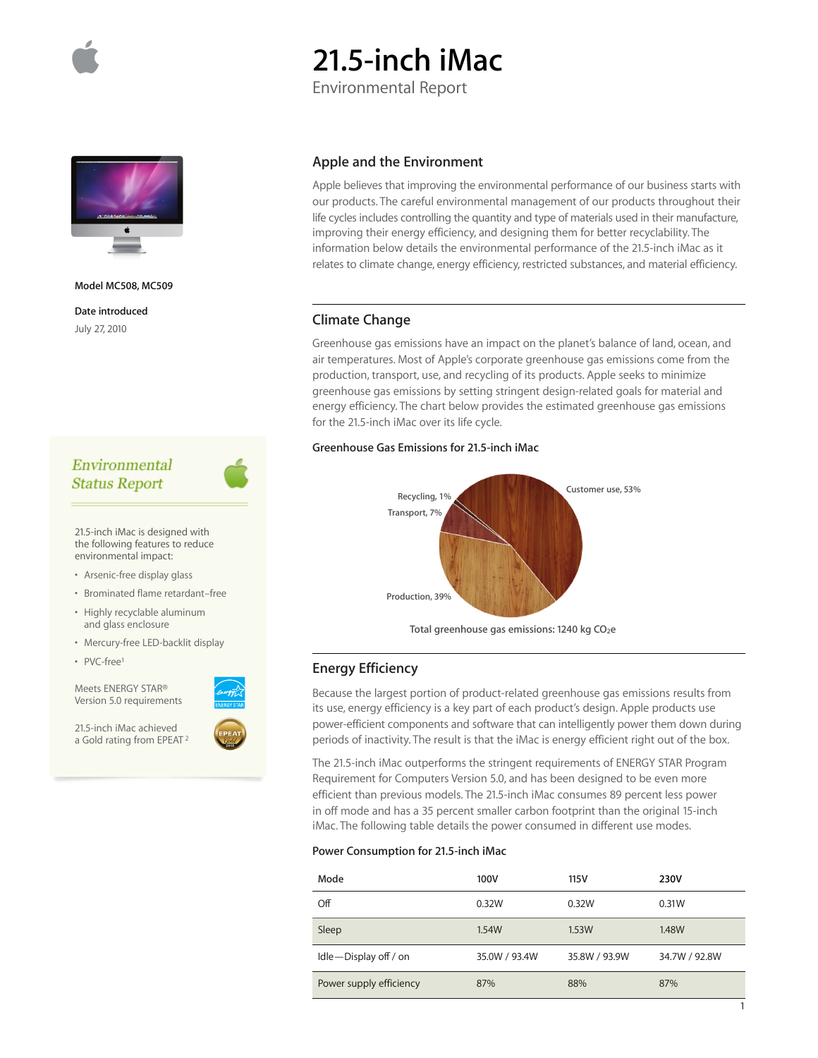# 21.5-inch iMac

Environmental Report

**Model MC508, MC509**

**Date introduced**

July 27, 2010

*Environmental Status Report*

21.5-inch iMac is designed with the following features to reduce environmental impact:

- Arsenic-free display glass
- Brominated flame retardant–free
- Highly recyclable aluminum and glass enclosure
- Mercury-free LED-backlit display
- PVC-free[1]

Meets ENERGY STAR® Version 5.0 requirements

21.5-inch iMac achieved a Gold rating from EPEAT[2]

## Apple and the Environment

Apple believes that improving the environmental performance of our business starts with our products. The careful environmental management of our products throughout their life cycles includes controlling the quantity and type of materials used in their manufacture, improving their energy efficiency, and designing them for better recyclability. The information below details the environmental performance of the 21.5-inch iMac as it relates to climate change, energy efficiency, restricted substances, and material efficiency.

## Climate Change

Greenhouse gas emissions have an impact on the planet's balance of land, ocean, and air temperatures. Most of Apple's corporate greenhouse gas emissions come from the production, transport, use, and recycling of its products. Apple seeks to minimize greenhouse gas emissions by setting stringent design-related goals for material and energy efficiency. The chart below provides the estimated greenhouse gas emissions for the 21.5-inch iMac over its life cycle.

**Greenhouse Gas Emissions for 21.5-inch iMac**

Customer use, 53%
Production, 39%
Transport, 7%
Recycling, 1%

Total greenhouse gas emissions: 1240 kg $CO_2e$

## Energy Efficiency

Because the largest portion of product-related greenhouse gas emissions results from its use, energy efficiency is a key part of each product's design. Apple products use power-efficient components and software that can intelligently power them down during periods of inactivity. The result is that the iMac is energy efficient right out of the box.

The 21.5-inch iMac outperforms the stringent requirements of ENERGY STAR Program Requirement for Computers Version 5.0, and has been designed to be even more efficient than previous models. The 21.5-inch iMac consumes 89 percent less power in off mode and has a 35 percent smaller carbon footprint than the original 15-inch iMac. The following table details the power consumed in different use modes.

**Power Consumption for 21.5-inch iMac**

| Mode | 100V | 115V | 230V |
|---|---|---|---|
| Off | 0.32W | 0.32W | 0.31W |
| Sleep | 1.54W | 1.53W | 1.48W |
| Idle—Display off / on | 35.0W / 93.4W | 35.8W / 93.9W | 34.7W / 92.8W |
| Power supply efficiency | 87% | 88% | 87% |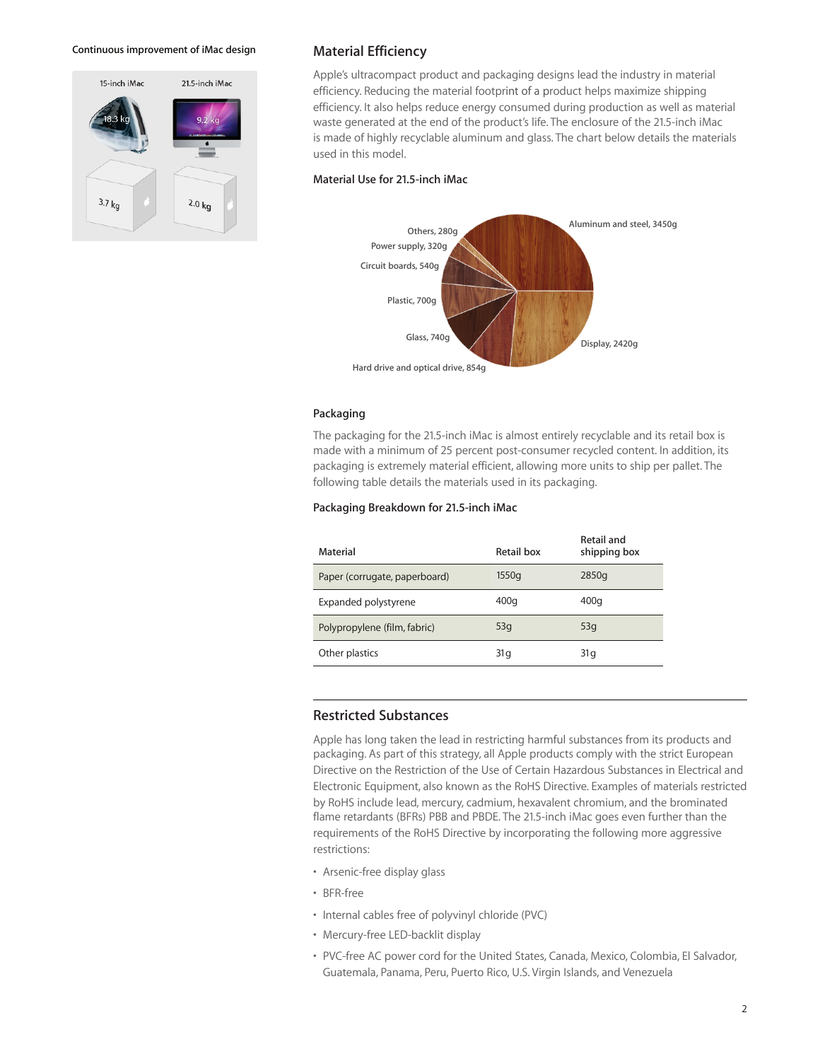Continuous improvement of iMac design

| | 15-inch iMac | 21.5-inch iMac |
|---|---|---|
| Product | 18.3 kg | 9.2 kg |
| Box | 3.7 kg | 2.0 kg |

## Material Efficiency

Apple's ultracompact product and packaging designs lead the industry in material efficiency. Reducing the material footprint of a product helps maximize shipping efficiency. It also helps reduce energy consumed during production as well as material waste generated at the end of the product's life. The enclosure of the 21.5-inch iMac is made of highly recyclable aluminum and glass. The chart below details the materials used in this model.

### Material Use for 21.5-inch iMac

| Material | Weight |
|---|---|
| Aluminum and steel | 3450g |
| Display | 2420g |
| Hard drive and optical drive | 854g |
| Glass | 740g |
| Plastic | 700g |
| Circuit boards | 540g |
| Power supply | 320g |
| Others | 280g |

### Packaging

The packaging for the 21.5-inch iMac is almost entirely recyclable and its retail box is made with a minimum of 25 percent post-consumer recycled content. In addition, its packaging is extremely material efficient, allowing more units to ship per pallet. The following table details the materials used in its packaging.

### Packaging Breakdown for 21.5-inch iMac

| Material | Retail box | Retail and shipping box |
|---|---|---|
| Paper (corrugate, paperboard) | 1550g | 2850g |
| Expanded polystyrene | 400g | 400g |
| Polypropylene (film, fabric) | 53g | 53g |
| Other plastics | 31g | 31g |

## Restricted Substances

Apple has long taken the lead in restricting harmful substances from its products and packaging. As part of this strategy, all Apple products comply with the strict European Directive on the Restriction of the Use of Certain Hazardous Substances in Electrical and Electronic Equipment, also known as the RoHS Directive. Examples of materials restricted by RoHS include lead, mercury, cadmium, hexavalent chromium, and the brominated flame retardants (BFRs) PBB and PBDE. The 21.5-inch iMac goes even further than the requirements of the RoHS Directive by incorporating the following more aggressive restrictions:

- Arsenic-free display glass
- BFR-free
- Internal cables free of polyvinyl chloride (PVC)
- Mercury-free LED-backlit display
- PVC-free AC power cord for the United States, Canada, Mexico, Colombia, El Salvador, Guatemala, Panama, Peru, Puerto Rico, U.S. Virgin Islands, and Venezuela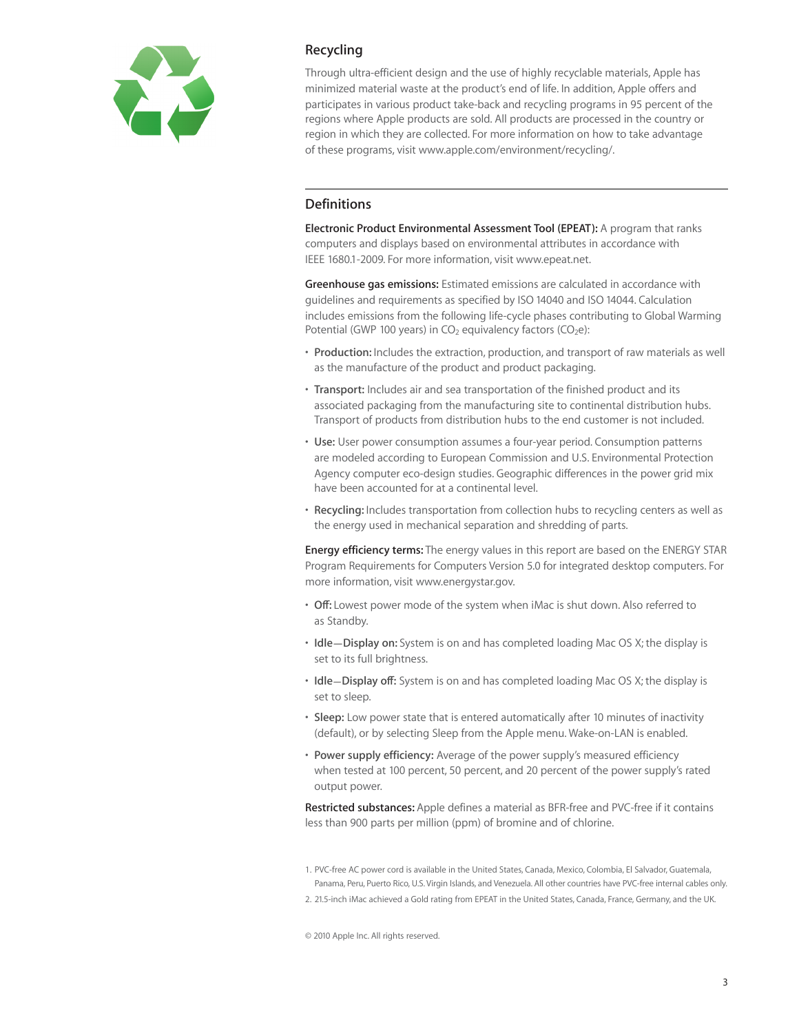## Recycling

Through ultra-efficient design and the use of highly recyclable materials, Apple has minimized material waste at the product's end of life. In addition, Apple offers and participates in various product take-back and recycling programs in 95 percent of the regions where Apple products are sold. All products are processed in the country or region in which they are collected. For more information on how to take advantage of these programs, visit www.apple.com/environment/recycling/.

---

## Definitions

**Electronic Product Environmental Assessment Tool (EPEAT):** A program that ranks computers and displays based on environmental attributes in accordance with IEEE 1680.1-2009. For more information, visit www.epeat.net.

**Greenhouse gas emissions:** Estimated emissions are calculated in accordance with guidelines and requirements as specified by ISO 14040 and ISO 14044. Calculation includes emissions from the following life-cycle phases contributing to Global Warming Potential (GWP 100 years) in $CO_2$ equivalency factors ($CO_2e$):

- **Production:** Includes the extraction, production, and transport of raw materials as well as the manufacture of the product and product packaging.
- **Transport:** Includes air and sea transportation of the finished product and its associated packaging from the manufacturing site to continental distribution hubs. Transport of products from distribution hubs to the end customer is not included.
- **Use:** User power consumption assumes a four-year period. Consumption patterns are modeled according to European Commission and U.S. Environmental Protection Agency computer eco-design studies. Geographic differences in the power grid mix have been accounted for at a continental level.
- **Recycling:** Includes transportation from collection hubs to recycling centers as well as the energy used in mechanical separation and shredding of parts.

**Energy efficiency terms:** The energy values in this report are based on the ENERGY STAR Program Requirements for Computers Version 5.0 for integrated desktop computers. For more information, visit www.energystar.gov.

- **Off:** Lowest power mode of the system when iMac is shut down. Also referred to as Standby.
- **Idle—Display on:** System is on and has completed loading Mac OS X; the display is set to its full brightness.
- **Idle—Display off:** System is on and has completed loading Mac OS X; the display is set to sleep.
- **Sleep:** Low power state that is entered automatically after 10 minutes of inactivity (default), or by selecting Sleep from the Apple menu. Wake-on-LAN is enabled.
- **Power supply efficiency:** Average of the power supply's measured efficiency when tested at 100 percent, 50 percent, and 20 percent of the power supply's rated output power.

**Restricted substances:** Apple defines a material as BFR-free and PVC-free if it contains less than 900 parts per million (ppm) of bromine and of chlorine.

1. PVC-free AC power cord is available in the United States, Canada, Mexico, Colombia, El Salvador, Guatemala, Panama, Peru, Puerto Rico, U.S. Virgin Islands, and Venezuela. All other countries have PVC-free internal cables only.
2. 21.5-inch iMac achieved a Gold rating from EPEAT in the United States, Canada, France, Germany, and the UK.

© 2010 Apple Inc. All rights reserved.